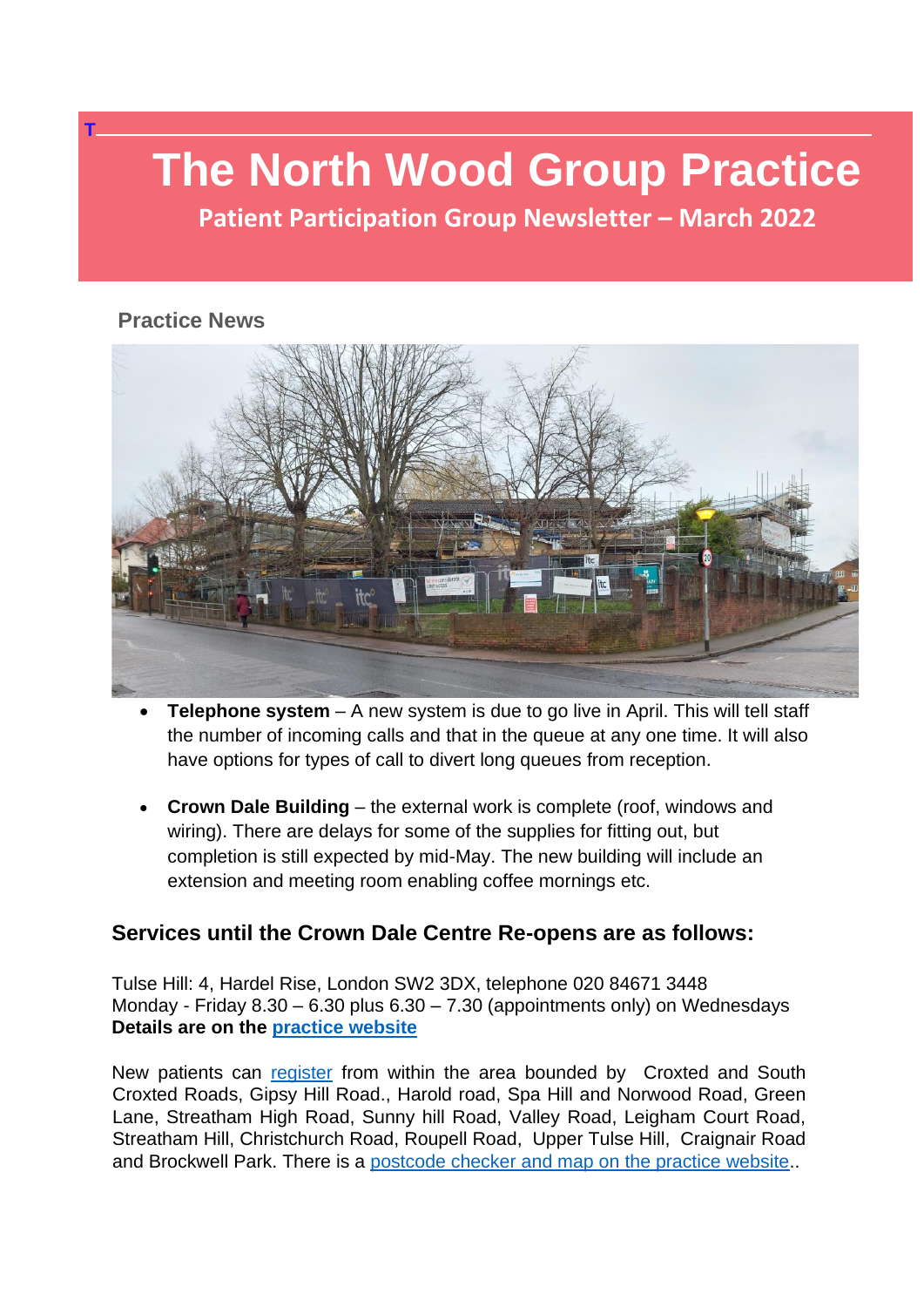T

# The North Wood Group Practice

## Patient Participation Group Newsletter – March 2022

### Practice News

- **Telephone system** – A new system is due to go live in April. This will tell staff the number of incoming calls and that in the queue at any one time. It will also have options for types of call to divert long queues from reception.

- **Crown Dale Building** – the external work is complete (roof, windows and wiring). There are delays for some of the supplies for fitting out, but completion is still expected by mid-May. The new building will include an extension and meeting room enabling coffee mornings etc.

### Services until the Crown Dale Centre Re-opens are as follows:

Tulse Hill: 4, Hardel Rise, London SW2 3DX, telephone 020 84671 3448
Monday - Friday 8.30 – 6.30 plus 6.30 – 7.30 (appointments only) on Wednesdays
**Details are on the practice website**

New patients can register from within the area bounded by Croxted and South Croxted Roads, Gipsy Hill Road., Harold road, Spa Hill and Norwood Road, Green Lane, Streatham High Road, Sunny hill Road, Valley Road, Leigham Court Road, Streatham Hill, Christchurch Road, Roupell Road, Upper Tulse Hill, Craignair Road and Brockwell Park. There is a postcode checker and map on the practice website..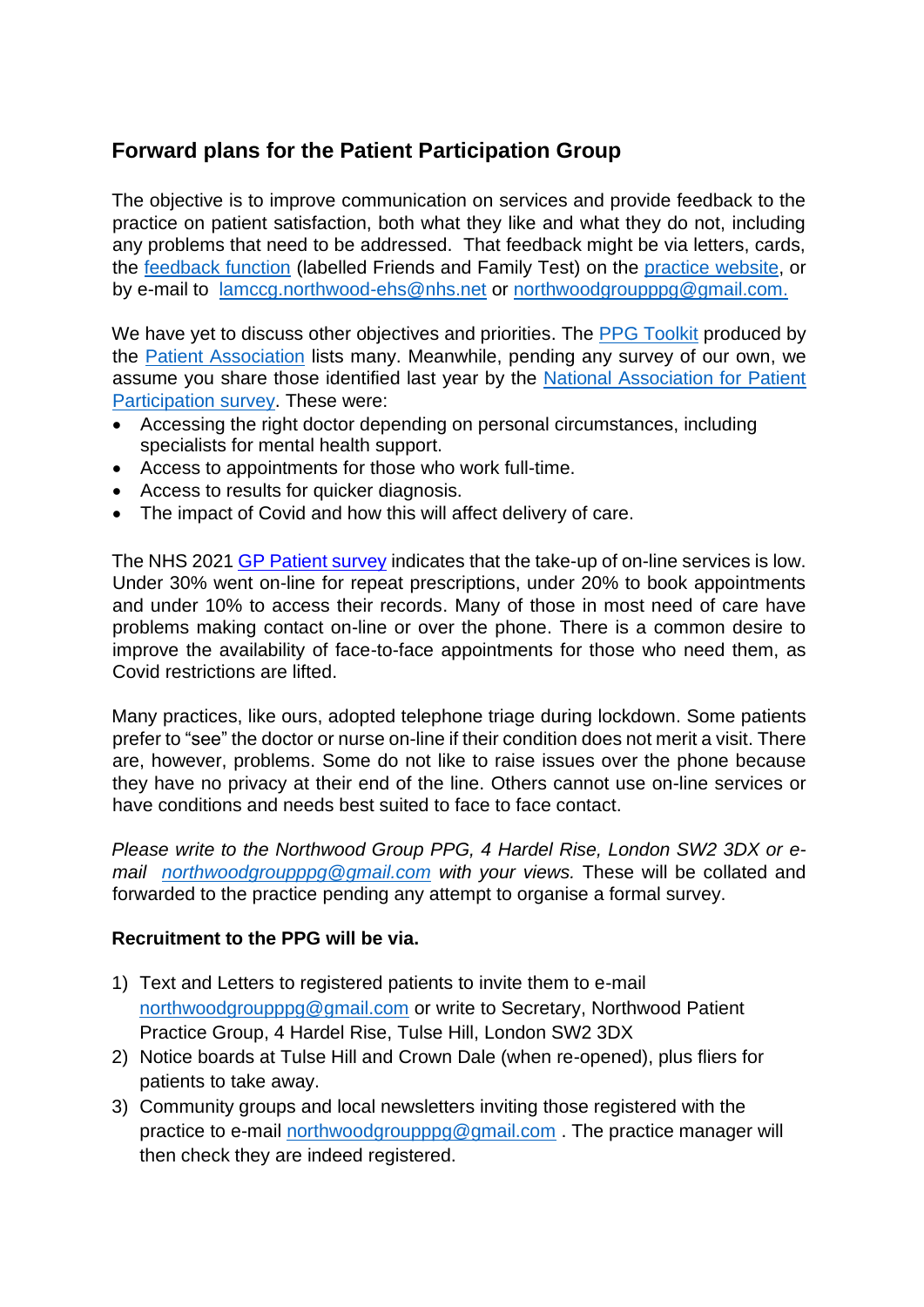## Forward plans for the Patient Participation Group

The objective is to improve communication on services and provide feedback to the practice on patient satisfaction, both what they like and what they do not, including any problems that need to be addressed. That feedback might be via letters, cards, the feedback function (labelled Friends and Family Test) on the practice website, or by e-mail to lamccg.northwood-ehs@nhs.net or northwoodgroupppg@gmail.com.

We have yet to discuss other objectives and priorities. The PPG Toolkit produced by the Patient Association lists many. Meanwhile, pending any survey of our own, we assume you share those identified last year by the National Association for Patient Participation survey. These were:

- Accessing the right doctor depending on personal circumstances, including specialists for mental health support.
- Access to appointments for those who work full-time.
- Access to results for quicker diagnosis.
- The impact of Covid and how this will affect delivery of care.

The NHS 2021 GP Patient survey indicates that the take-up of on-line services is low. Under 30% went on-line for repeat prescriptions, under 20% to book appointments and under 10% to access their records. Many of those in most need of care have problems making contact on-line or over the phone. There is a common desire to improve the availability of face-to-face appointments for those who need them, as Covid restrictions are lifted.

Many practices, like ours, adopted telephone triage during lockdown. Some patients prefer to "see" the doctor or nurse on-line if their condition does not merit a visit. There are, however, problems. Some do not like to raise issues over the phone because they have no privacy at their end of the line. Others cannot use on-line services or have conditions and needs best suited to face to face contact.

*Please write to the Northwood Group PPG, 4 Hardel Rise, London SW2 3DX or e-mail northwoodgroupppg@gmail.com with your views.* These will be collated and forwarded to the practice pending any attempt to organise a formal survey.

**Recruitment to the PPG will be via.**

1) Text and Letters to registered patients to invite them to e-mail northwoodgroupppg@gmail.com or write to Secretary, Northwood Patient Practice Group, 4 Hardel Rise, Tulse Hill, London SW2 3DX
2) Notice boards at Tulse Hill and Crown Dale (when re-opened), plus fliers for patients to take away.
3) Community groups and local newsletters inviting those registered with the practice to e-mail northwoodgroupppg@gmail.com . The practice manager will then check they are indeed registered.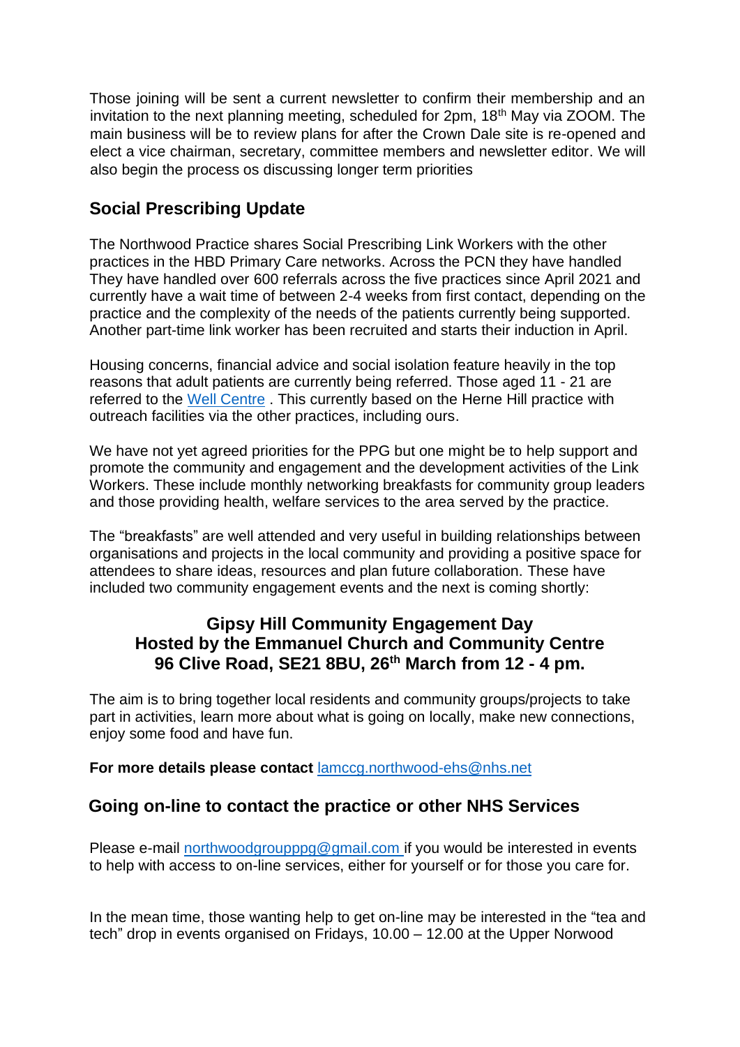Those joining will be sent a current newsletter to confirm their membership and an invitation to the next planning meeting, scheduled for 2pm, 18th May via ZOOM. The main business will be to review plans for after the Crown Dale site is re-opened and elect a vice chairman, secretary, committee members and newsletter editor. We will also begin the process os discussing longer term priorities

## Social Prescribing Update

The Northwood Practice shares Social Prescribing Link Workers with the other practices in the HBD Primary Care networks. Across the PCN they have handled They have handled over 600 referrals across the five practices since April 2021 and currently have a wait time of between 2-4 weeks from first contact, depending on the practice and the complexity of the needs of the patients currently being supported. Another part-time link worker has been recruited and starts their induction in April.

Housing concerns, financial advice and social isolation feature heavily in the top reasons that adult patients are currently being referred. Those aged 11 - 21 are referred to the Well Centre . This currently based on the Herne Hill practice with outreach facilities via the other practices, including ours.

We have not yet agreed priorities for the PPG but one might be to help support and promote the community and engagement and the development activities of the Link Workers. These include monthly networking breakfasts for community group leaders and those providing health, welfare services to the area served by the practice.

The "breakfasts" are well attended and very useful in building relationships between organisations and projects in the local community and providing a positive space for attendees to share ideas, resources and plan future collaboration. These have included two community engagement events and the next is coming shortly:

**Gipsy Hill Community Engagement Day**
**Hosted by the Emmanuel Church and Community Centre**
**96 Clive Road, SE21 8BU, 26th March from 12 - 4 pm.**

The aim is to bring together local residents and community groups/projects to take part in activities, learn more about what is going on locally, make new connections, enjoy some food and have fun.

**For more details please contact** lamccg.northwood-ehs@nhs.net

## Going on-line to contact the practice or other NHS Services

Please e-mail northwoodgroupppg@gmail.com if you would be interested in events to help with access to on-line services, either for yourself or for those you care for.

In the mean time, those wanting help to get on-line may be interested in the "tea and tech" drop in events organised on Fridays, 10.00 – 12.00 at the Upper Norwood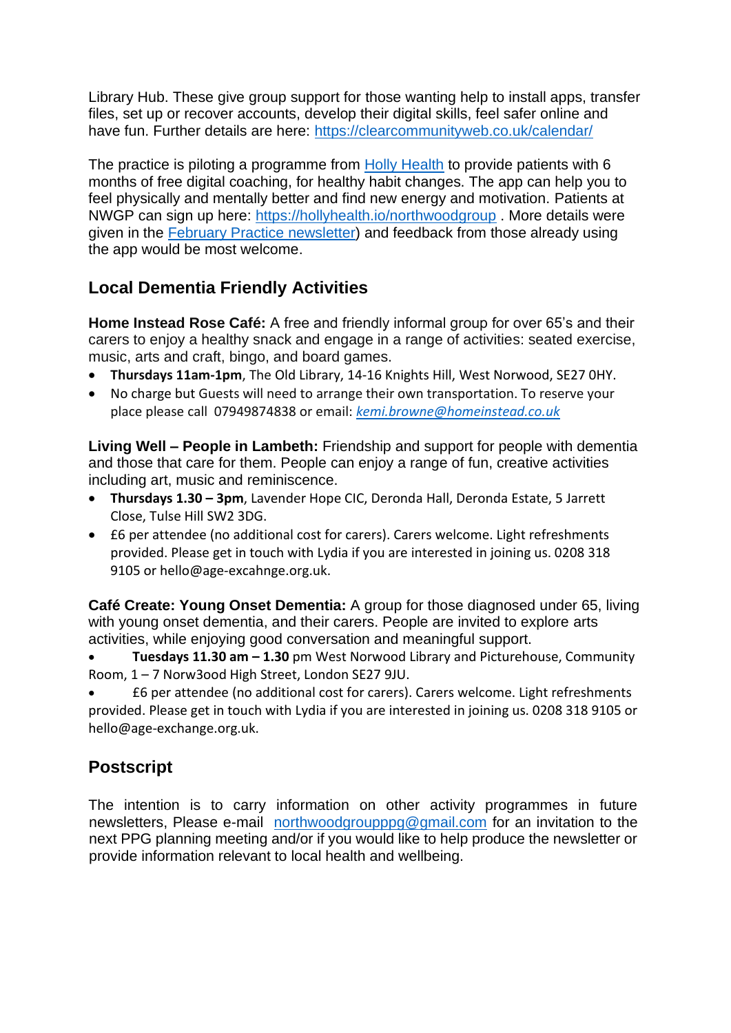Library Hub. These give group support for those wanting help to install apps, transfer files, set up or recover accounts, develop their digital skills, feel safer online and have fun. Further details are here: https://clearcommunityweb.co.uk/calendar/

The practice is piloting a programme from [Holly Health](#) to provide patients with 6 months of free digital coaching, for healthy habit changes. The app can help you to feel physically and mentally better and find new energy and motivation. Patients at NWGP can sign up here: https://hollyhealth.io/northwoodgroup . More details were given in the [February Practice newsletter](#)) and feedback from those already using the app would be most welcome.

## Local Dementia Friendly Activities

**Home Instead Rose Café:** A free and friendly informal group for over 65's and their carers to enjoy a healthy snack and engage in a range of activities: seated exercise, music, arts and craft, bingo, and board games.

- **Thursdays 11am-1pm**, The Old Library, 14-16 Knights Hill, West Norwood, SE27 0HY.
- No charge but Guests will need to arrange their own transportation. To reserve your place please call 07949874838 or email: *kemi.browne@homeinstead.co.uk*

**Living Well – People in Lambeth:** Friendship and support for people with dementia and those that care for them. People can enjoy a range of fun, creative activities including art, music and reminiscence.

- **Thursdays 1.30 – 3pm**, Lavender Hope CIC, Deronda Hall, Deronda Estate, 5 Jarrett Close, Tulse Hill SW2 3DG.
- £6 per attendee (no additional cost for carers). Carers welcome. Light refreshments provided. Please get in touch with Lydia if you are interested in joining us. 0208 318 9105 or hello@age-excahnge.org.uk.

**Café Create: Young Onset Dementia:** A group for those diagnosed under 65, living with young onset dementia, and their carers. People are invited to explore arts activities, while enjoying good conversation and meaningful support.

- **Tuesdays 11.30 am – 1.30** pm West Norwood Library and Picturehouse, Community Room, 1 – 7 Norw3ood High Street, London SE27 9JU.
- £6 per attendee (no additional cost for carers). Carers welcome. Light refreshments provided. Please get in touch with Lydia if you are interested in joining us. 0208 318 9105 or hello@age-exchange.org.uk.

## Postscript

The intention is to carry information on other activity programmes in future newsletters, Please e-mail northwoodgroupppg@gmail.com for an invitation to the next PPG planning meeting and/or if you would like to help produce the newsletter or provide information relevant to local health and wellbeing.